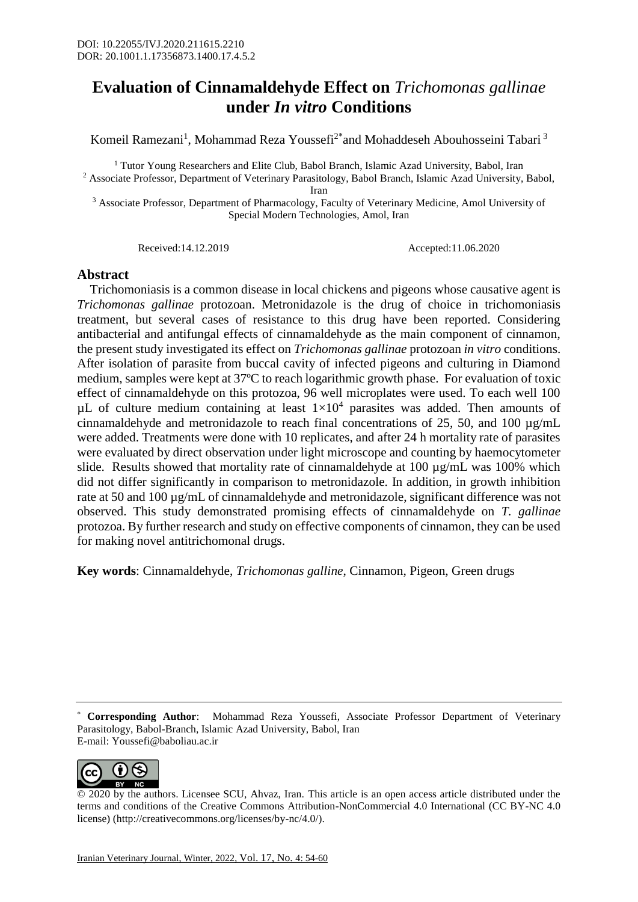DOI: 10.22055/IVJ.2020.211615.2210
DOR: 20.1001.1.17356873.1400.17.4.5.2

# Evaluation of Cinnamaldehyde Effect on *Trichomonas gallinae* under *In vitro* Conditions

Komeil Ramezani[1], Mohammad Reza Youssefi[2*] and Mohaddeseh Abouhosseini Tabari [3]

[1] Tutor Young Researchers and Elite Club, Babol Branch, Islamic Azad University, Babol, Iran
[2] Associate Professor, Department of Veterinary Parasitology, Babol Branch, Islamic Azad University, Babol, Iran
[3] Associate Professor, Department of Pharmacology, Faculty of Veterinary Medicine, Amol University of Special Modern Technologies, Amol, Iran

Received:14.12.2019 Accepted:11.06.2020

## Abstract

Trichomoniasis is a common disease in local chickens and pigeons whose causative agent is *Trichomonas gallinae* protozoan. Metronidazole is the drug of choice in trichomoniasis treatment, but several cases of resistance to this drug have been reported. Considering antibacterial and antifungal effects of cinnamaldehyde as the main component of cinnamon, the present study investigated its effect on *Trichomonas gallinae* protozoan *in vitro* conditions. After isolation of parasite from buccal cavity of infected pigeons and culturing in Diamond medium, samples were kept at 37ºC to reach logarithmic growth phase. For evaluation of toxic effect of cinnamaldehyde on this protozoa, 96 well microplates were used. To each well 100 µL of culture medium containing at least $1\times10^4$ parasites was added. Then amounts of cinnamaldehyde and metronidazole to reach final concentrations of 25, 50, and 100 µg/mL were added. Treatments were done with 10 replicates, and after 24 h mortality rate of parasites were evaluated by direct observation under light microscope and counting by haemocytometer slide. Results showed that mortality rate of cinnamaldehyde at 100 µg/mL was 100% which did not differ significantly in comparison to metronidazole. In addition, in growth inhibition rate at 50 and 100 µg/mL of cinnamaldehyde and metronidazole, significant difference was not observed. This study demonstrated promising effects of cinnamaldehyde on *T. gallinae* protozoa. By further research and study on effective components of cinnamon, they can be used for making novel antitrichomonal drugs.

**Key words**: Cinnamaldehyde, *Trichomonas galline*, Cinnamon, Pigeon, Green drugs

---

* **Corresponding Author**: Mohammad Reza Youssefi, Associate Professor Department of Veterinary Parasitology, Babol-Branch, Islamic Azad University, Babol, Iran
E-mail: Youssefi@baboliau.ac.ir

© 2020 by the authors. Licensee SCU, Ahvaz, Iran. This article is an open access article distributed under the terms and conditions of the Creative Commons Attribution-NonCommercial 4.0 International (CC BY-NC 4.0 license) (http://creativecommons.org/licenses/by-nc/4.0/).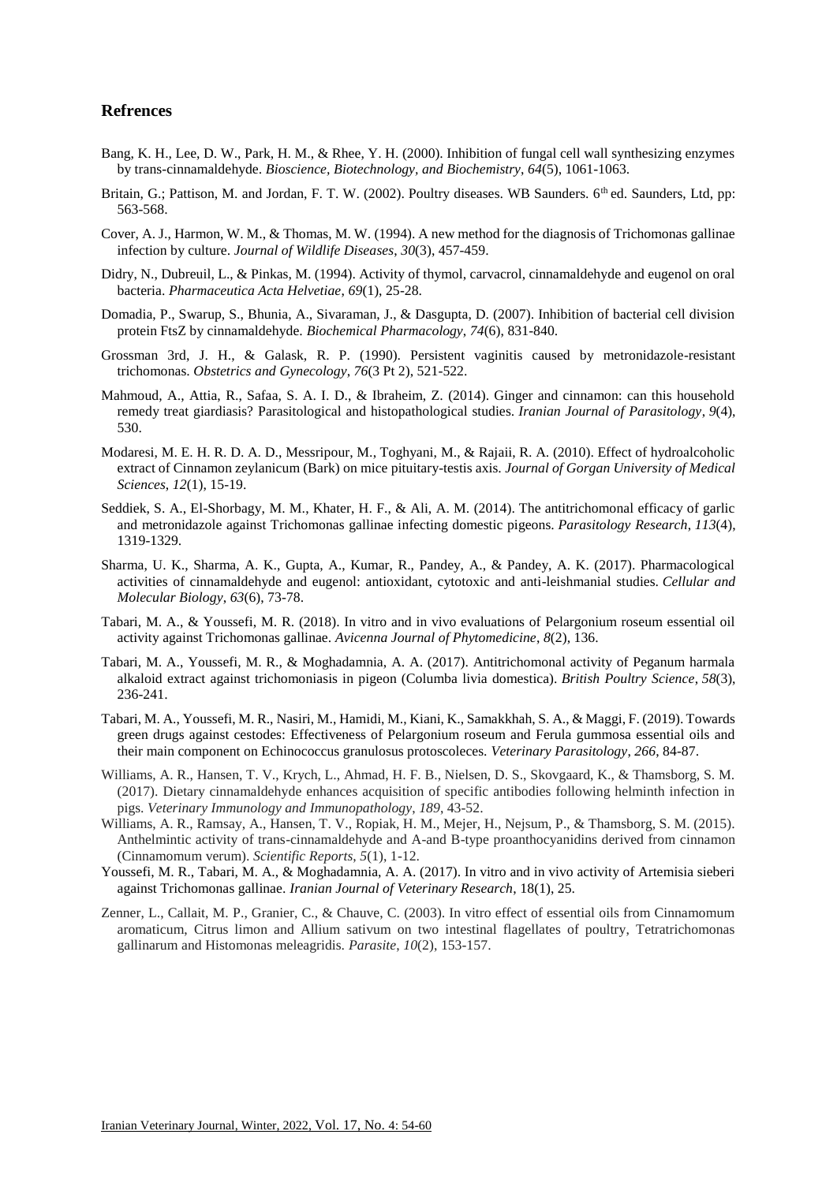## Refrences

Bang, K. H., Lee, D. W., Park, H. M., & Rhee, Y. H. (2000). Inhibition of fungal cell wall synthesizing enzymes by trans-cinnamaldehyde. *Bioscience, Biotechnology, and Biochemistry*, *64*(5), 1061-1063.

Britain, G.; Pattison, M. and Jordan, F. T. W. (2002). Poultry diseases. WB Saunders. 6th ed. Saunders, Ltd, pp: 563-568.

Cover, A. J., Harmon, W. M., & Thomas, M. W. (1994). A new method for the diagnosis of Trichomonas gallinae infection by culture. *Journal of Wildlife Diseases*, *30*(3), 457-459.

Didry, N., Dubreuil, L., & Pinkas, M. (1994). Activity of thymol, carvacrol, cinnamaldehyde and eugenol on oral bacteria. *Pharmaceutica Acta Helvetiae*, *69*(1), 25-28.

Domadia, P., Swarup, S., Bhunia, A., Sivaraman, J., & Dasgupta, D. (2007). Inhibition of bacterial cell division protein FtsZ by cinnamaldehyde. *Biochemical Pharmacology*, *74*(6), 831-840.

Grossman 3rd, J. H., & Galask, R. P. (1990). Persistent vaginitis caused by metronidazole-resistant trichomonas. *Obstetrics and Gynecology*, *76*(3 Pt 2), 521-522.

Mahmoud, A., Attia, R., Safaa, S. A. I. D., & Ibraheim, Z. (2014). Ginger and cinnamon: can this household remedy treat giardiasis? Parasitological and histopathological studies. *Iranian Journal of Parasitology*, *9*(4), 530.

Modaresi, M. E. H. R. D. A. D., Messripour, M., Toghyani, M., & Rajaii, R. A. (2010). Effect of hydroalcoholic extract of Cinnamon zeylanicum (Bark) on mice pituitary-testis axis. *Journal of Gorgan University of Medical Sciences*, *12*(1), 15-19.

Seddiek, S. A., El-Shorbagy, M. M., Khater, H. F., & Ali, A. M. (2014). The antitrichomonal efficacy of garlic and metronidazole against Trichomonas gallinae infecting domestic pigeons. *Parasitology Research*, *113*(4), 1319-1329.

Sharma, U. K., Sharma, A. K., Gupta, A., Kumar, R., Pandey, A., & Pandey, A. K. (2017). Pharmacological activities of cinnamaldehyde and eugenol: antioxidant, cytotoxic and anti-leishmanial studies. *Cellular and Molecular Biology*, *63*(6), 73-78.

Tabari, M. A., & Youssefi, M. R. (2018). In vitro and in vivo evaluations of Pelargonium roseum essential oil activity against Trichomonas gallinae. *Avicenna Journal of Phytomedicine*, *8*(2), 136.

Tabari, M. A., Youssefi, M. R., & Moghadamnia, A. A. (2017). Antitrichomonal activity of Peganum harmala alkaloid extract against trichomoniasis in pigeon (Columba livia domestica). *British Poultry Science*, *58*(3), 236-241.

Tabari, M. A., Youssefi, M. R., Nasiri, M., Hamidi, M., Kiani, K., Samakkhah, S. A., & Maggi, F. (2019). Towards green drugs against cestodes: Effectiveness of Pelargonium roseum and Ferula gummosa essential oils and their main component on Echinococcus granulosus protoscoleces. *Veterinary Parasitology*, *266*, 84-87.

Williams, A. R., Hansen, T. V., Krych, L., Ahmad, H. F. B., Nielsen, D. S., Skovgaard, K., & Thamsborg, S. M. (2017). Dietary cinnamaldehyde enhances acquisition of specific antibodies following helminth infection in pigs. *Veterinary Immunology and Immunopathology*, *189*, 43-52.

Williams, A. R., Ramsay, A., Hansen, T. V., Ropiak, H. M., Mejer, H., Nejsum, P., & Thamsborg, S. M. (2015). Anthelmintic activity of trans-cinnamaldehyde and A-and B-type proanthocyanidins derived from cinnamon (Cinnamomum verum). *Scientific Reports*, *5*(1), 1-12.

Youssefi, M. R., Tabari, M. A., & Moghadamnia, A. A. (2017). In vitro and in vivo activity of Artemisia sieberi against Trichomonas gallinae. *Iranian Journal of Veterinary Research*, 18(1), 25.

Zenner, L., Callait, M. P., Granier, C., & Chauve, C. (2003). In vitro effect of essential oils from Cinnamomum aromaticum, Citrus limon and Allium sativum on two intestinal flagellates of poultry, Tetratrichomonas gallinarum and Histomonas meleagridis. *Parasite*, *10*(2), 153-157.